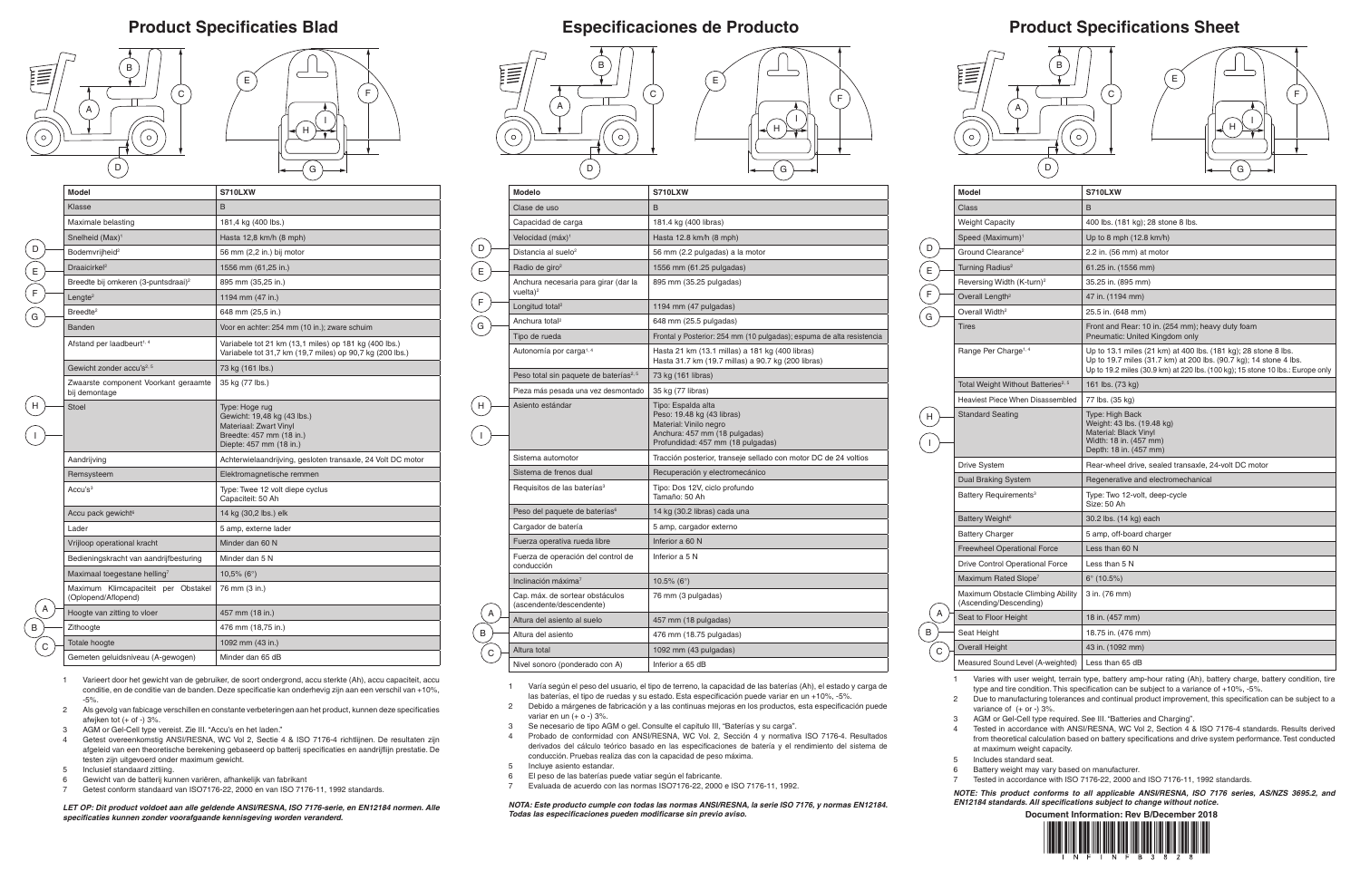# Product Specificaties Blad

| Model | S710LXW |
|---|---|
| Klasse | B |
| Maximale belasting | 181,4 kg (400 lbs.) |
| Snelheid (Max)[1] | Hasta 12,8 km/h (8 mph) |
| D Bodemvrijheid[2] | 56 mm (2,2 in.) bij motor |
| E Draaicirkel[2] | 1556 mm (61,25 in.) |
| Breedte bij omkeren (3-puntsdraai)[2] | 895 mm (35,25 in.) |
| F Lengte[2] | 1194 mm (47 in.) |
| G Breedte[2] | 648 mm (25,5 in.) |
| Banden | Voor en achter: 254 mm (10 in.); zware schuim |
| Afstand per laadbeurt[1, 4] | Variabele tot 21 km (13,1 miles) op 181 kg (400 lbs.) Variabele tot 31,7 km (19,7 miles) op 90,7 kg (200 lbs.) |
| Gewicht zonder accu's[2, 5] | 73 kg (161 lbs.) |
| Zwaarste component Voorkant geraamte bij demontage | 35 kg (77 lbs.) |
| H, I Stoel | Type: Hoge rug Gewicht: 19,48 kg (43 lbs.) Materiaal: Zwart Vinyl Breedte: 457 mm (18 in.) Diepte: 457 mm (18 in.) |
| Aandrijving | Achterwielaandrijving, gesloten transaxle, 24 Volt DC motor |
| Remsysteem | Elektromagnetische remmen |
| Accu's[3] | Type: Twee 12 volt diepe cyclus Capaciteit: 50 Ah |
| Accu pack gewicht[6] | 14 kg (30,2 lbs.) elk |
| Lader | 5 amp, externe lader |
| Vrijloop operational kracht | Minder dan 60 N |
| Bedieningskracht van aandrijfbesturing | Minder dan 5 N |
| Maximaal toegestane helling[7] | 10,5% (6°) |
| Maximum Klimcapaciteit per Obstakel (Oplopend/Aflopend) | 76 mm (3 in.) |
| A Hoogte van zitting to vloer | 457 mm (18 in.) |
| B Zithoogte | 476 mm (18,75 in.) |
| C Totale hoogte | 1092 mm (43 in.) |
| Gemeten geluidsniveau (A-gewogen) | Minder dan 65 dB |

1 Varieert door het gewicht van de gebruiker, de soort ondergrond, accu sterkte (Ah), accu capaciteit, accu conditie, en de conditie van de banden. Deze specificatie kan onderhevig zijn aan een verschil van +10%, -5%.
2 Als gevolg van fabicage verschillen en constante verbeteringen aan het product, kunnen deze specificaties afwijken tot (+ of -) 3%.
3 AGM or Gel-Cell type vereist. Zie III. "Accu's en het laden."
4 Getest overeenkomstig ANSI/RESNA, WC Vol 2, Sectie 4 & ISO 7176-4 richtlijnen. De resultaten zijn afgeleid van een theoretische berekening gebaseerd op batterij specificaties en aandrijflijn prestatie. De testen zijn uitgevoerd onder maximum gewicht.
5 Inclusief standaard zitting.
6 Gewicht van de batterij kunnen variëren, afhankelijk van fabrikant
7 Getest conform standaard van ISO7176-22, 2000 en van ISO 7176-11, 1992 standards.

***LET OP: Dit product voldoet aan alle geldende ANSI/RESNA, ISO 7176-serie, en EN12184 normen. Alle specificaties kunnen zonder voorafgaande kennisgeving worden veranderd.***

# Especificaciones de Producto

| Modelo | S710LXW |
|---|---|
| Clase de uso | B |
| Capacidad de carga | 181.4 kg (400 libras) |
| Velocidad (máx)[1] | Hasta 12,8 km/h (8 mph) |
| D Distancia al suelo[2] | 56 mm (2.2 pulgadas) a la motor |
| E Radio de giro[2] | 1556 mm (61.25 pulgadas) |
| Anchura necesaria para girar (dar la vuelta)[2] | 895 mm (35.25 pulgadas) |
| F Longitud total[2] | 1194 mm (47 pulgadas) |
| G Anchura total[2] | 648 mm (25.5 pulgadas) |
| Tipo de rueda | Frontal y Posterior: 254 mm (10 pulgadas); espuma de alta resistencia |
| Autonomía por carga[1, 4] | Hasta 21 km (13.1 millas) a 181 kg (400 libras) Hasta 31.7 km (19.7 millas) a 90.7 kg (200 libras) |
| Peso total sin paquete de baterías[2, 5] | 73 kg (161 libras) |
| Pieza más pesada una vez desmontado | 35 kg (77 libras) |
| H, I Asiento estándar | Tipo: Espalda alta Peso: 19.48 kg (43 libras) Material: Vinilo negro Anchura: 457 mm (18 pulgadas) Profundidad: 457 mm (18 pulgadas) |
| Sistema automotor | Tracción posterior, transeje sellado con motor DC de 24 voltios |
| Sistema de frenos dual | Recuperación y electromecánico |
| Requisitos de las baterías[3] | Tipo: Dos 12V, ciclo profundo Tamaño: 50 Ah |
| Peso del paquete de baterías[6] | 14 kg (30.2 libras) cada una |
| Cargador de batería | 5 amp, cargador externo |
| Fuerza operativa rueda libre | Inferior a 60 N |
| Fuerza de operación del control de conducción | Inferior a 5 N |
| Inclinación máxima[7] | 10.5% (6°) |
| Cap. máx. de sortear obstáculos (ascendente/descendente) | 76 mm (3 pulgadas) |
| A Altura del asiento al suelo | 457 mm (18 pulgadas) |
| B Altura del asiento | 476 mm (18.75 pulgadas) |
| C Altura total | 1092 mm (43 pulgadas) |
| Nivel sonoro (ponderado con A) | Inferior a 65 dB |

1 Varía según el peso del usuario, el tipo de terreno, la capacidad de las baterías (Ah), el estado y carga de las baterías, el tipo de ruedas y su estado. Esta especificación puede variar en un +10%, -5%.
2 Debido a márgenes de fabricación y a las continuas mejoras en los productos, esta especificación puede variar en un (+ o -) 3%.
3 Se necesario de tipo AGM o gel. Consulte el capítulo III, "Baterías y su carga".
4 Probado de conformidad con ANSI/RESNA, WC Vol. 2, Sección 4 y normativa ISO 7176-4. Resultados derivados del cálculo teórico basado en las especificaciones de batería y el rendimiento del sistema de conducción. Pruebas realiza das con la capacidad de peso máxima.
5 Incluye asiento estandar.
6 El peso de las baterías puede vatiar según el fabricante.
7 Evaluada de acuerdo con las normas ISO7176-22, 2000 e ISO 7176-11, 1992.

***NOTA: Este producto cumple con todas las normas ANSI/RESNA, la serie ISO 7176, y normas EN12184. Todas las especificaciones pueden modificarse sin previo aviso.***

# Product Specifications Sheet

| Model | S710LXW |
|---|---|
| Class | B |
| Weight Capacity | 400 lbs. (181 kg); 28 stone 8 lbs. |
| Speed (Maximum)[1] | Up to 8 mph (12.8 km/h) |
| D Ground Clearance[2] | 2.2 in. (56 mm) at motor |
| E Turning Radius[2] | 61.25 in. (1556 mm) |
| Reversing Width (K-turn)[2] | 35.25 in. (895 mm) |
| F Overall Length[2] | 47 in. (1194 mm) |
| G Overall Width[2] | 25.5 in. (648 mm) |
| Tires | Front and Rear: 10 in. (254 mm); heavy duty foam Pneumatic: United Kingdom only |
| Range Per Charge[1, 4] | Up to 13.1 miles (21 km) at 400 lbs. (181 kg); 28 stone 8 lbs. Up to 19.7 miles (31.7 km) at 200 lbs. (90.7 kg); 14 stone 4 lbs. Up to 19.2 miles (30.9 km) at 220 lbs. (100 kg); 15 stone 10 lbs.: Europe only |
| Total Weight Without Batteries[2, 5] | 161 lbs. (73 kg) |
| Heaviest Piece When Disassembled | 77 lbs. (35 kg) |
| H, I Standard Seating | Type: High Back Weight: 43 lbs. (19.48 kg) Material: Black Vinyl Width: 18 in. (457 mm) Depth: 18 in. (457 mm) |
| Drive System | Rear-wheel drive, sealed transaxle, 24-volt DC motor |
| Dual Braking System | Regenerative and electromechanical |
| Battery Requirements[3] | Type: Two 12-volt, deep-cycle Size: 50 Ah |
| Battery Weight[6] | 30.2 lbs. (14 kg) each |
| Battery Charger | 5 amp, off-board charger |
| Freewheel Operational Force | Less than 60 N |
| Drive Control Operational Force | Less than 5 N |
| Maximum Rated Slope[7] | 6° (10.5%) |
| Maximum Obstacle Climbing Ability (Ascending/Descending) | 3 in. (76 mm) |
| A Seat to Floor Height | 18 in. (457 mm) |
| B Seat Height | 18.75 in. (476 mm) |
| C Overall Height | 43 in. (1092 mm) |
| Measured Sound Level (A-weighted) | Less than 65 dB |

1 Varies with user weight, terrain type, battery amp-hour rating (Ah), battery charge, battery condition, tire type and tire condition. This specification can be subject to a variance of +10%, -5%.
2 Due to manufacturing tolerances and continual product improvement, this specification can be subject to a variance of (+ or -) 3%.
3 AGM or Gel-Cell type required. See III. "Batteries and Charging".
4 Tested in accordance with ANSI/RESNA, WC Vol 2, Section 4 & ISO 7176-4 standards. Results derived from theoretical calculation based on battery specifications and drive system performance. Test conducted at maximum weight capacity.
5 Includes standard seat.
6 Battery weight may vary based on manufacturer.
7 Tested in accordance with ISO 7176-22, 2000 and ISO 7176-11, 1992 standards.

***NOTE: This product conforms to all applicable ANSI/RESNA, ISO 7176 series, AS/NZS 3695.2, and EN12184 standards. All specifications subject to change without notice.***

**Document Information: Rev B/December 2018**

INFINFB3828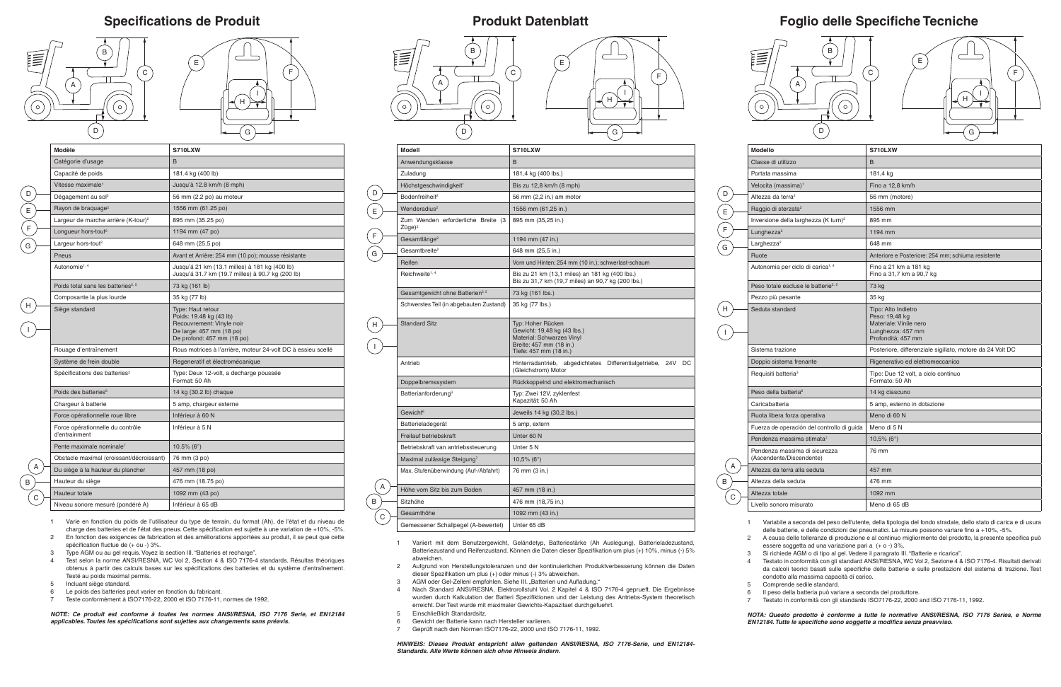# Specifications de Produit

| Modèle | S710LXW |
| --- | --- |
| Catégorie d'usage | B |
| Capacité de poids | 181.4 kg (400 lb) |
| Vitesse maximale[1] | Jusqu'à 12.8 km/h (8 mph) |
| D Dégagement au sol[2] | 56 mm (2.2 po) au moteur |
| E Rayon de braquage[2] | 1556 mm (61.25 po) |
| Largeur de marche arrière (K-tour)[2] | 895 mm (35.25 po) |
| F Longueur hors-tout[2] | 1194 mm (47 po) |
| G Largeur hors-tout[2] | 648 mm (25.5 po) |
| Pneus | Avant et Arrière: 254 mm (10 po); mousse résistante |
| Autonomie[1, 4] | Jusqu'à 21 km (13.1 milles) à 181 kg (400 lb)<br>Jusqu'à 31.7 km (19.7 milles) à 90.7 kg (200 lb) |
| Poids total sans les batteries[2, 5] | 73 kg (161 lb) |
| Composante la plus lourde | 35 kg (77 lb) |
| H, I Siège standard | Type: Haut retour<br>Poids: 19.48 kg (43 lb)<br>Recouvrement: Vinyle noir<br>De large: 457 mm (18 po)<br>De profond: 457 mm (18 po) |
| Rouage d'entraînement | Roues motrices à l'arrière, moteur 24-volt DC à essieu scellé |
| Système de frein double | Regeneratif et électromécanique |
| Spécifications des batteries[3] | Type: Deux 12-volt, a decharge poussée<br>Format: 50 Ah |
| Poids des batteries[6] | 14 kg (30.2 lb) chaque |
| Chargeur à batterie | 5 amp, chargeur externe |
| Force opérationnelle roue libre | Inférieur à 60 N |
| Force opérationnelle du contrôle d'entrainment | Inférieur à 5 N |
| Pente maximale nominale[7] | 10.5% (6°) |
| Obstacle maximal (croissant/décroissant) | 76 mm (3 po) |
| A Du siège à la hauteur du plancher | 457 mm (18 po) |
| B Hauteur du siège | 476 mm (18.75 po) |
| C Hauteur totale | 1092 mm (43 po) |
| Niveau sonore mesuré (pondéré A) | Inférieur à 65 dB |

1 Varie en fonction du poids de l'utilisateur du type de terrain, du format (Ah), de l'état et du niveau de charge des batteries et de l'état des pneus. Cette spécification est sujette à une variation de +10%, -5%.
2 En fonction des exigences de fabrication et des améliorations apportées au produit, il se peut que cette spécification fluctue de (+ ou -) 3%.
3 Type AGM ou au gel requis. Voyez la section III. "Batteries et recharge".
4 Test selon la norme ANSI/RESNA, WC Vol 2, Section 4 & ISO 7176-4 standards. Résultas théoriques obtenus à partir des calculs bases sur les spécifications des batteries et du système d'entraînement. Testé au poids maximal permis.
5 Incluant siège standard.
6 Le poids des batteries peut varier en fonction du fabricant.
7 Teste conformément à ISO7176-22, 2000 et ISO 7176-11, normes de 1992.

***NOTE: Ce produit est conforme à toutes les normes ANSI/RESNA, ISO 7176 Serie, et EN12184 applicables. Toutes les spécifications sont sujettes aux changements sans préavis.***

# Produkt Datenblatt

| Modell | S710LXW |
| --- | --- |
| Anwendungsklasse | B |
| Zuladung | 181,4 kg (400 lbs.) |
| Höchstgeschwindigkeit[1] | Bis zu 12,8 km/h (8 mph) |
| D Bodenfreiheit[2] | 56 mm (2,2 in.) am motor |
| E Wenderadius[2] | 1556 mm (61,25 in.) |
| Zum Wenden erforderliche Breite (3 Züge)[2] | 895 mm (35,25 in.) |
| F Gesamtlänge[2] | 1194 mm (47 in.) |
| G Gesamtbreite[2] | 648 mm (25,5 in.) |
| Reifen | Vorn und Hinten: 254 mm (10 in.); schwerlast-schaum |
| Reichweite[1, 4] | Bis zu 21 km (13,1 miles) an 181 kg (400 lbs.)<br>Bis zu 31,7 km (19,7 miles) an 90,7 kg (200 lbs.) |
| Gesamtgewicht ohne Batterien[2, 5] | 73 kg (161 lbs.) |
| Schwerstes Teil (in abgebauten Zustand) | 35 kg (77 lbs.) |
| H, I Standard Sitz | Typ: Hoher Rücken<br>Gewicht: 19,48 kg (43 lbs.)<br>Material: Schwarzes Vinyl<br>Breite: 457 mm (18 in.)<br>Tiefe: 457 mm (18 in.) |
| Antrieb | Hinterradantrieb, abgedichtetes Differentialgetriebe, 24V DC (Gleichstrom) Motor |
| Doppelbremssystem | Rückkoppelnd und elektromechanisch |
| Batterianforderung[3] | Typ: Zwei 12V, zyklenfest<br>Kapazität: 50 Ah |
| Gewicht[6] | Jeweils 14 kg (30,2 lbs.) |
| Batterieladegerät | 5 amp, extern |
| Freilauf betriebskraft | Unter 60 N |
| Betriebskraft van antriebssteuerung | Unter 5 N |
| Maximal zulässige Steigung[7] | 10,5% (6°) |
| Max. Stufenüberwindung (Auf-/Abfahrt) | 76 mm (3 in.) |
| A Höhe vom Sitz bis zum Boden | 457 mm (18 in.) |
| B Sitzhöhe | 476 mm (18,75 in.) |
| C Gesamthöhe | 1092 mm (43 in.) |
| Gemessener Schallpegel (A-bewertet) | Unter 65 dB |

1 Variiert mit dem Benutzergewicht, Geländetyp, Batteriestärke (Ah Auslegung), Batterieladezustand, Batteriezustand und Reifenzustand. Können die Daten dieser Spezifikation um plus (+) 10%, minus (-) 5% abweichen.
2 Aufgrund von Herstellungstoleranzen und der kontinuierlichen Produktverbesserung können die Daten dieser Spezifikation um plus (+) oder minus (-) 3% abweichen.
3 AGM oder Gel-Zellenl empfohlen. Siehe III. „Batterien und Aufladung."
4 Nach Standard ANSI/RESNA, Elektrorollstuhl Vol. 2 Kapitel 4 & ISO 7176-4 geprueft. Die Ergebnisse wurden durch Kalkulation der Batteri Spezifiktionen und der Leistung des Antriebs-System theoretisch erreicht. Der Test wurde mit maximaler Gewichts-Kapazitaet durchgefuehrt.
5 Einschließlich Standardsitz.
6 Gewicht der Batterie kann nach Hersteller variieren.
7 Geprüft nach den Normen ISO7176-22, 2000 und ISO 7176-11, 1992.

***HINWEIS: Dieses Produkt entspricht allen geltenden ANSI/RESNA, ISO 7176-Serie, und EN12184-Standards. Alle Werte können sich ohne Hinweis ändern.***

# Foglio delle Specifiche Tecniche

| Modello | S710LXW |
| --- | --- |
| Classe di utilizzo | B |
| Portata massima | 181,4 kg |
| Velocita (massima)[1] | Fino a 12,8 km/h |
| D Altezza da terra[2] | 56 mm (motore) |
| E Raggio di sterzata[2] | 1556 mm |
| Inversione della larghezza (K turn)[2] | 895 mm |
| F Lunghezza[2] | 1194 mm |
| G Larghezza[2] | 648 mm |
| Ruote | Anteriore e Posteriore: 254 mm; schiuma resistente |
| Autonomia per ciclo di carica[1, 4] | Fino a 21 km a 181 kg<br>Fino a 31,7 km a 90,7 kg |
| Peso totale escluse le batterie[2, 5] | 73 kg |
| Pezzo più pesante | 35 kg |
| H, I Seduta standard | Tipo: Alto Indietro<br>Peso: 19,48 kg<br>Materiale: Vinile nero<br>Lunghezza: 457 mm<br>Profondità: 457 mm |
| Sistema trazione | Posteriore, differenziale sigillato, motore da 24 Volt DC |
| Doppio sistema frenante | Rigenerativo ed elettromeccanico |
| Requisiti batteria[3] | Tipo: Due 12 volt, a ciclo continuo<br>Formato: 50 Ah |
| Peso della batteria[6] | 14 kg ciascuno |
| Caricabatteria | 5 amp, esterno in dotazione |
| Ruota libera forza operativa | Meno di 60 N |
| Fuerza de operación del controllo di guida | Meno di 5 N |
| Pendenza massima stimata[7] | 10,5% (6°) |
| Pendenza massima di sicurezza (Ascendente/Discendente) | 76 mm |
| A Altezza da terra alla seduta | 457 mm |
| B Altezza della seduta | 476 mm |
| C Altezza totale | 1092 mm |
| Livello sonoro misurato | Meno di 65 dB |

1 Variabile a seconda del peso dell'utente, della tipologia del fondo stradale, dello stato di carica e di usura delle batterie, e delle condizioni dei pneumatici. Le misure possono variare fino a +10%, -5%.
2 A causa delle tolleranze di produzione e al continuo miglioramento del prodotto, la presente specifica può essere soggetta ad una variazione pari a (+ o -) 3%.
3 Si richiede AGM o di tipo al gel. Vedere il paragrato III. "Batterie e ricarica".
4 Testato in conformità con gli standard ANSI/RESNA, WC Vol 2, Sezione 4 & ISO 7176-4. Risultati derivati da calcoli teorici basati sulle specifiche delle batterie e sulle prestazioni del sistema di trazione. Test condotto alla massima capacità di carico.
5 Comprende sedile standard.
6 Il peso della batteria può variare a seconda del produttore.
7 Testato in conformità con gli standards ISO7176-22, 2000 and ISO 7176-11, 1992.

***NOTA: Questo prodotto è conforme a tutte le normative ANSI/RESNA, ISO 7176 Series, e Norme EN12184. Tutte le specifiche sono soggette a modifica senza preavviso.***